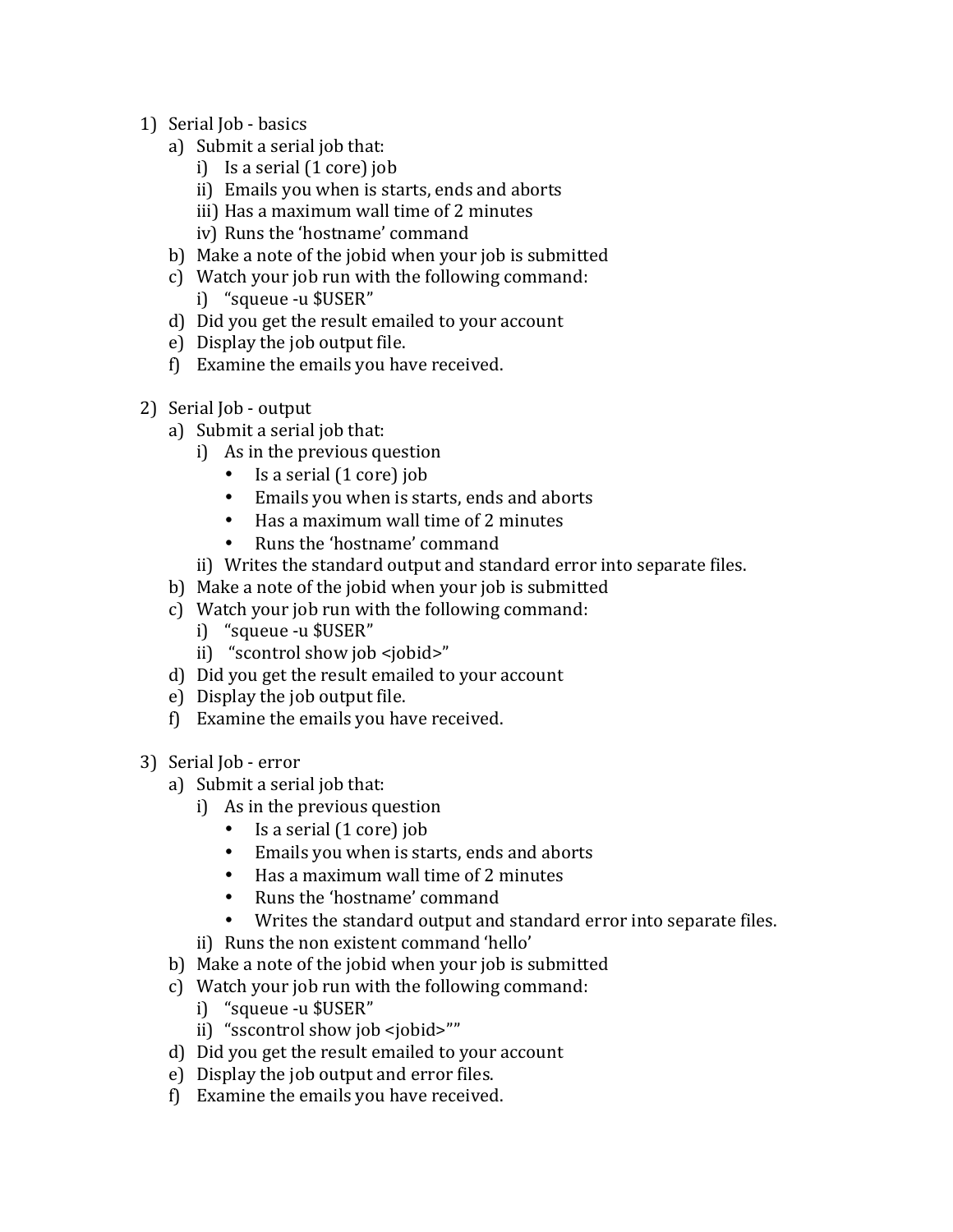1) Serial Job - basics
   a) Submit a serial job that:
      i) Is a serial (1 core) job
      ii) Emails you when is starts, ends and aborts
      iii) Has a maximum wall time of 2 minutes
      iv) Runs the 'hostname' command
   b) Make a note of the jobid when your job is submitted
   c) Watch your job run with the following command:
      i) "squeue -u $USER"
   d) Did you get the result emailed to your account
   e) Display the job output file.
   f) Examine the emails you have received.

2) Serial Job - output
   a) Submit a serial job that:
      i) As in the previous question
         - Is a serial (1 core) job
         - Emails you when is starts, ends and aborts
         - Has a maximum wall time of 2 minutes
         - Runs the 'hostname' command
      ii) Writes the standard output and standard error into separate files.
   b) Make a note of the jobid when your job is submitted
   c) Watch your job run with the following command:
      i) "squeue -u $USER"
      ii) "scontrol show job <jobid>"
   d) Did you get the result emailed to your account
   e) Display the job output file.
   f) Examine the emails you have received.

3) Serial Job - error
   a) Submit a serial job that:
      i) As in the previous question
         - Is a serial (1 core) job
         - Emails you when is starts, ends and aborts
         - Has a maximum wall time of 2 minutes
         - Runs the 'hostname' command
         - Writes the standard output and standard error into separate files.
      ii) Runs the non existent command 'hello'
   b) Make a note of the jobid when your job is submitted
   c) Watch your job run with the following command:
      i) "squeue -u $USER"
      ii) "sscontrol show job <jobid>""
   d) Did you get the result emailed to your account
   e) Display the job output and error files.
   f) Examine the emails you have received.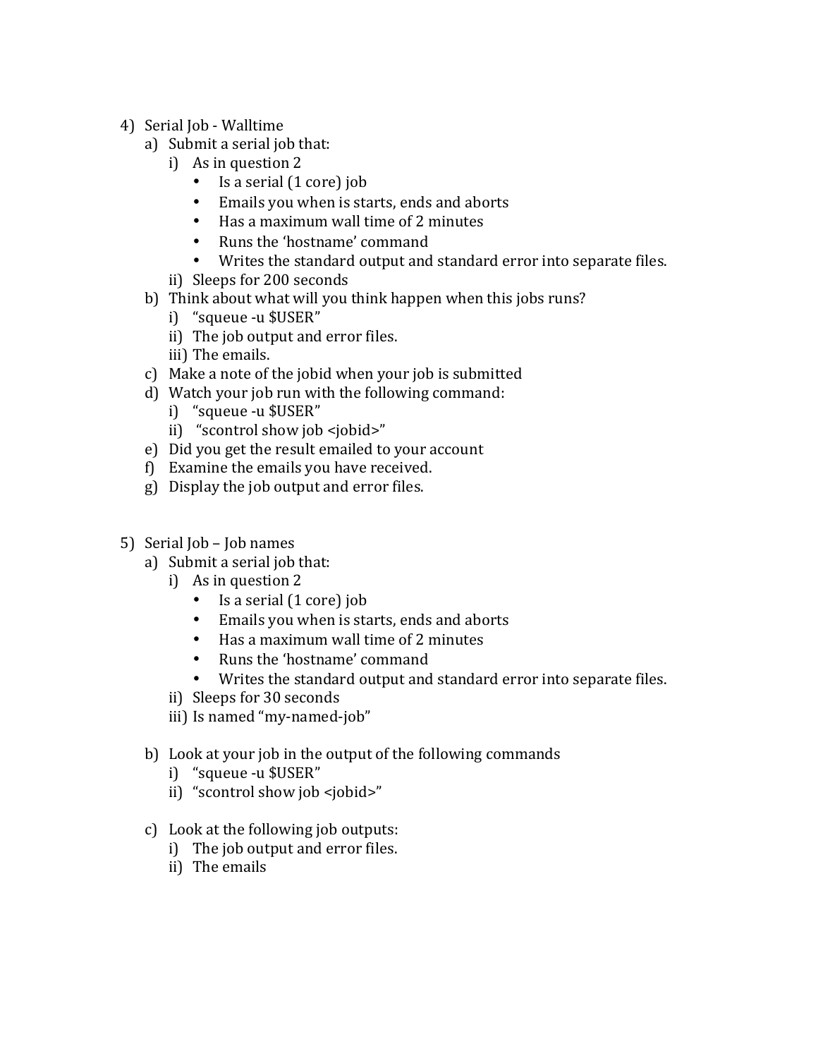4) Serial Job - Walltime
   a) Submit a serial job that:
      i) As in question 2
         - Is a serial (1 core) job
         - Emails you when is starts, ends and aborts
         - Has a maximum wall time of 2 minutes
         - Runs the 'hostname' command
         - Writes the standard output and standard error into separate files.
      ii) Sleeps for 200 seconds
   b) Think about what will you think happen when this jobs runs?
      i) "squeue -u $USER"
      ii) The job output and error files.
      iii) The emails.
   c) Make a note of the jobid when your job is submitted
   d) Watch your job run with the following command:
      i) "squeue -u $USER"
      ii) "scontrol show job <jobid>"
   e) Did you get the result emailed to your account
   f) Examine the emails you have received.
   g) Display the job output and error files.

5) Serial Job – Job names
   a) Submit a serial job that:
      i) As in question 2
         - Is a serial (1 core) job
         - Emails you when is starts, ends and aborts
         - Has a maximum wall time of 2 minutes
         - Runs the 'hostname' command
         - Writes the standard output and standard error into separate files.
      ii) Sleeps for 30 seconds
      iii) Is named "my-named-job"

   b) Look at your job in the output of the following commands
      i) "squeue -u $USER"
      ii) "scontrol show job <jobid>"

   c) Look at the following job outputs:
      i) The job output and error files.
      ii) The emails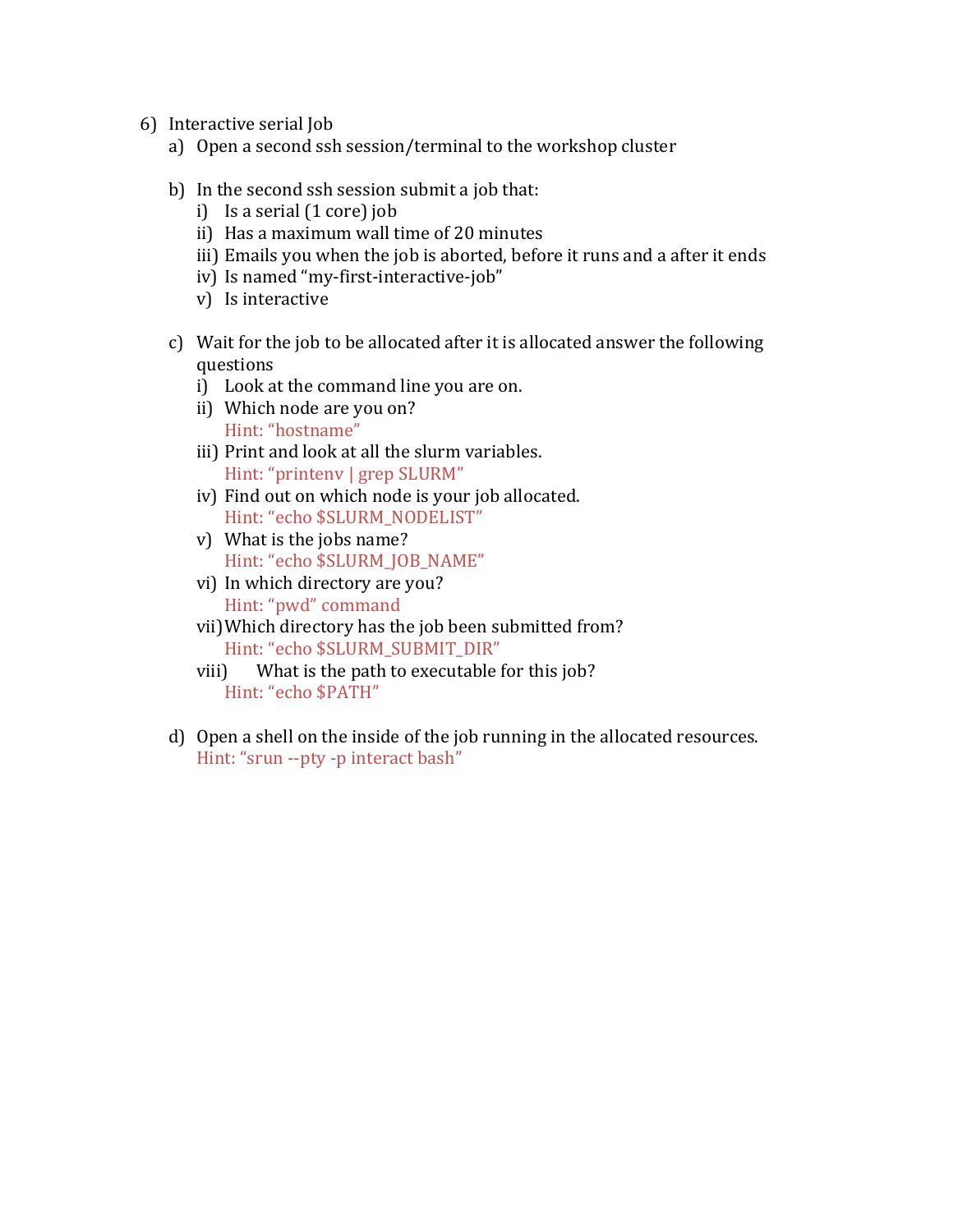6) Interactive serial Job
   a) Open a second ssh session/terminal to the workshop cluster

   b) In the second ssh session submit a job that:
      i) Is a serial (1 core) job
      ii) Has a maximum wall time of 20 minutes
      iii) Emails you when the job is aborted, before it runs and a after it ends
      iv) Is named "my-first-interactive-job"
      v) Is interactive

   c) Wait for the job to be allocated after it is allocated answer the following questions
      i) Look at the command line you are on.
      ii) Which node are you on?
          Hint: "hostname"
      iii) Print and look at all the slurm variables.
           Hint: "printenv | grep SLURM"
      iv) Find out on which node is your job allocated.
          Hint: "echo $SLURM_NODELIST"
      v) What is the jobs name?
         Hint: "echo $SLURM_JOB_NAME"
      vi) In which directory are you?
          Hint: "pwd" command
      vii) Which directory has the job been submitted from?
           Hint: "echo $SLURM_SUBMIT_DIR"
      viii) What is the path to executable for this job?
            Hint: "echo $PATH"

   d) Open a shell on the inside of the job running in the allocated resources.
      Hint: "srun --pty -p interact bash"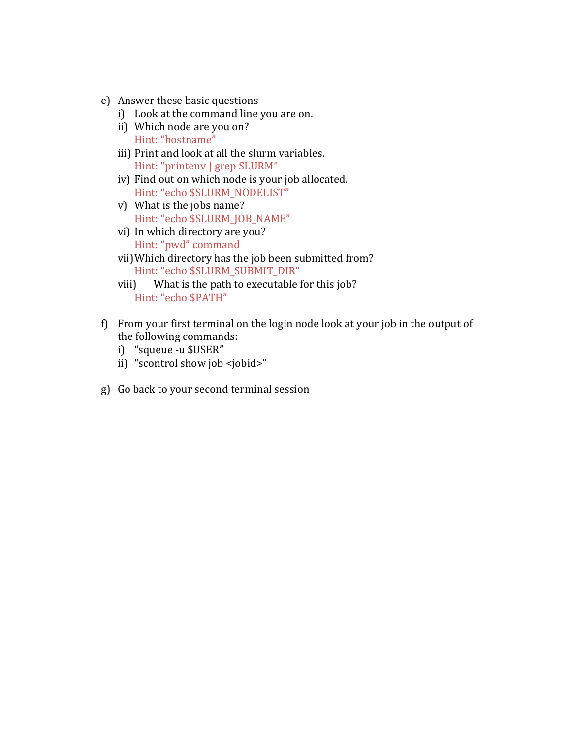e) Answer these basic questions
   i) Look at the command line you are on.
   ii) Which node are you on?
       Hint: "hostname"
   iii) Print and look at all the slurm variables.
       Hint: "printenv | grep SLURM"
   iv) Find out on which node is your job allocated.
       Hint: "echo $SLURM_NODELIST"
   v) What is the jobs name?
       Hint: "echo $SLURM_JOB_NAME"
   vi) In which directory are you?
       Hint: "pwd" command
   vii) Which directory has the job been submitted from?
       Hint: "echo $SLURM_SUBMIT_DIR"
   viii) What is the path to executable for this job?
       Hint: "echo $PATH"

f) From your first terminal on the login node look at your job in the output of the following commands:
   i) "squeue -u $USER"
   ii) "scontrol show job <jobid>"

g) Go back to your second terminal session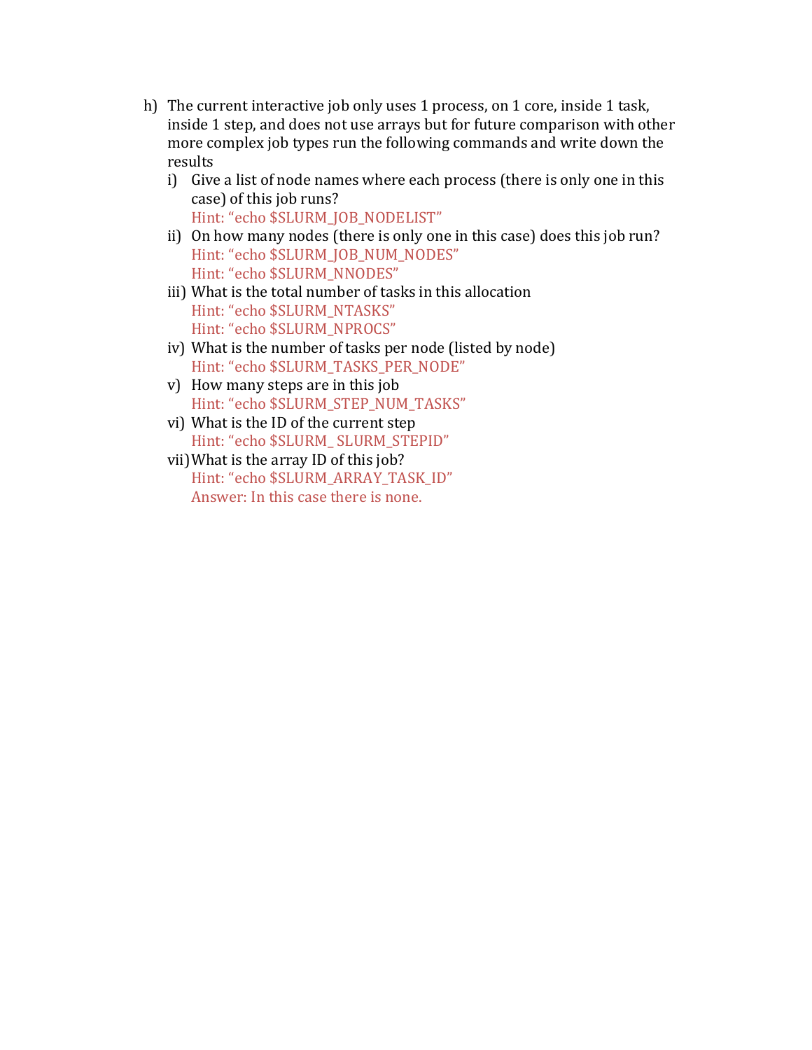h) The current interactive job only uses 1 process, on 1 core, inside 1 task, inside 1 step, and does not use arrays but for future comparison with other more complex job types run the following commands and write down the results

   i) Give a list of node names where each process (there is only one in this case) of this job runs?
      Hint: “echo $SLURM_JOB_NODELIST”

   ii) On how many nodes (there is only one in this case) does this job run?
      Hint: “echo $SLURM_JOB_NUM_NODES”
      Hint: “echo $SLURM_NNODES”

   iii) What is the total number of tasks in this allocation
      Hint: “echo $SLURM_NTASKS”
      Hint: “echo $SLURM_NPROCS”

   iv) What is the number of tasks per node (listed by node)
      Hint: “echo $SLURM_TASKS_PER_NODE”

   v) How many steps are in this job
      Hint: “echo $SLURM_STEP_NUM_TASKS”

   vi) What is the ID of the current step
      Hint: “echo $SLURM_ SLURM_STEPID”

   vii) What is the array ID of this job?
      Hint: “echo $SLURM_ARRAY_TASK_ID”
      Answer: In this case there is none.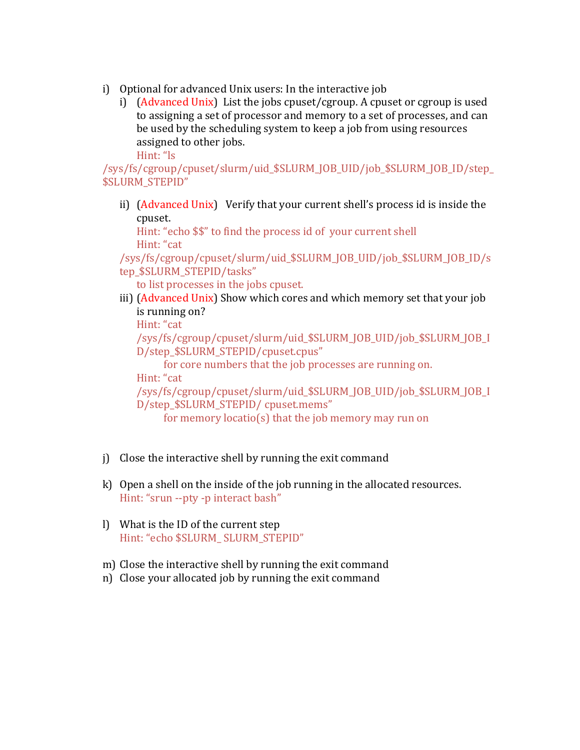i) Optional for advanced Unix users: In the interactive job

   i) (Advanced Unix) List the jobs cpuset/cgroup. A cpuset or cgroup is used to assigning a set of processor and memory to a set of processes, and can be used by the scheduling system to keep a job from using resources assigned to other jobs.
      Hint: "ls /sys/fs/cgroup/cpuset/slurm/uid_$SLURM_JOB_UID/job_$SLURM_JOB_ID/step_$SLURM_STEPID"

   ii) (Advanced Unix) Verify that your current shell's process id is inside the cpuset.
      Hint: "echo $$" to find the process id of your current shell
      Hint: "cat /sys/fs/cgroup/cpuset/slurm/uid_$SLURM_JOB_UID/job_$SLURM_JOB_ID/step_$SLURM_STEPID/tasks"
      to list processes in the jobs cpuset.

   iii) (Advanced Unix) Show which cores and which memory set that your job is running on?
      Hint: "cat /sys/fs/cgroup/cpuset/slurm/uid_$SLURM_JOB_UID/job_$SLURM_JOB_ID/step_$SLURM_STEPID/cpuset.cpus"
         for core numbers that the job processes are running on.
      Hint: "cat /sys/fs/cgroup/cpuset/slurm/uid_$SLURM_JOB_UID/job_$SLURM_JOB_ID/step_$SLURM_STEPID/ cpuset.mems"
         for memory locatio(s) that the job memory may run on

j) Close the interactive shell by running the exit command

k) Open a shell on the inside of the job running in the allocated resources.
   Hint: "srun --pty -p interact bash"

l) What is the ID of the current step
   Hint: "echo $SLURM_ SLURM_STEPID"

m) Close the interactive shell by running the exit command

n) Close your allocated job by running the exit command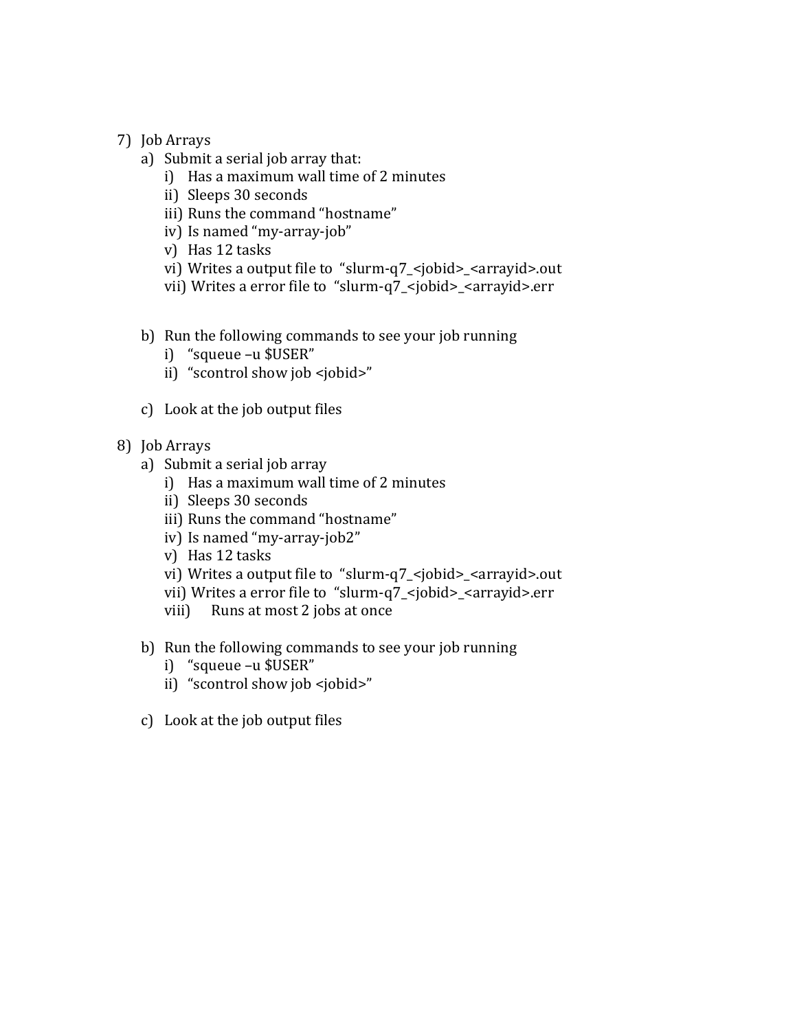7) Job Arrays
    a) Submit a serial job array that:
        i) Has a maximum wall time of 2 minutes
        ii) Sleeps 30 seconds
        iii) Runs the command "hostname"
        iv) Is named "my-array-job"
        v) Has 12 tasks
        vi) Writes a output file to "slurm-q7_<jobid>_<arrayid>.out
        vii) Writes a error file to "slurm-q7_<jobid>_<arrayid>.err

    b) Run the following commands to see your job running
        i) "squeue –u $USER"
        ii) "scontrol show job <jobid>"

    c) Look at the job output files

8) Job Arrays
    a) Submit a serial job array
        i) Has a maximum wall time of 2 minutes
        ii) Sleeps 30 seconds
        iii) Runs the command "hostname"
        iv) Is named "my-array-job2"
        v) Has 12 tasks
        vi) Writes a output file to "slurm-q7_<jobid>_<arrayid>.out
        vii) Writes a error file to "slurm-q7_<jobid>_<arrayid>.err
        viii) Runs at most 2 jobs at once

    b) Run the following commands to see your job running
        i) "squeue –u $USER"
        ii) "scontrol show job <jobid>"

    c) Look at the job output files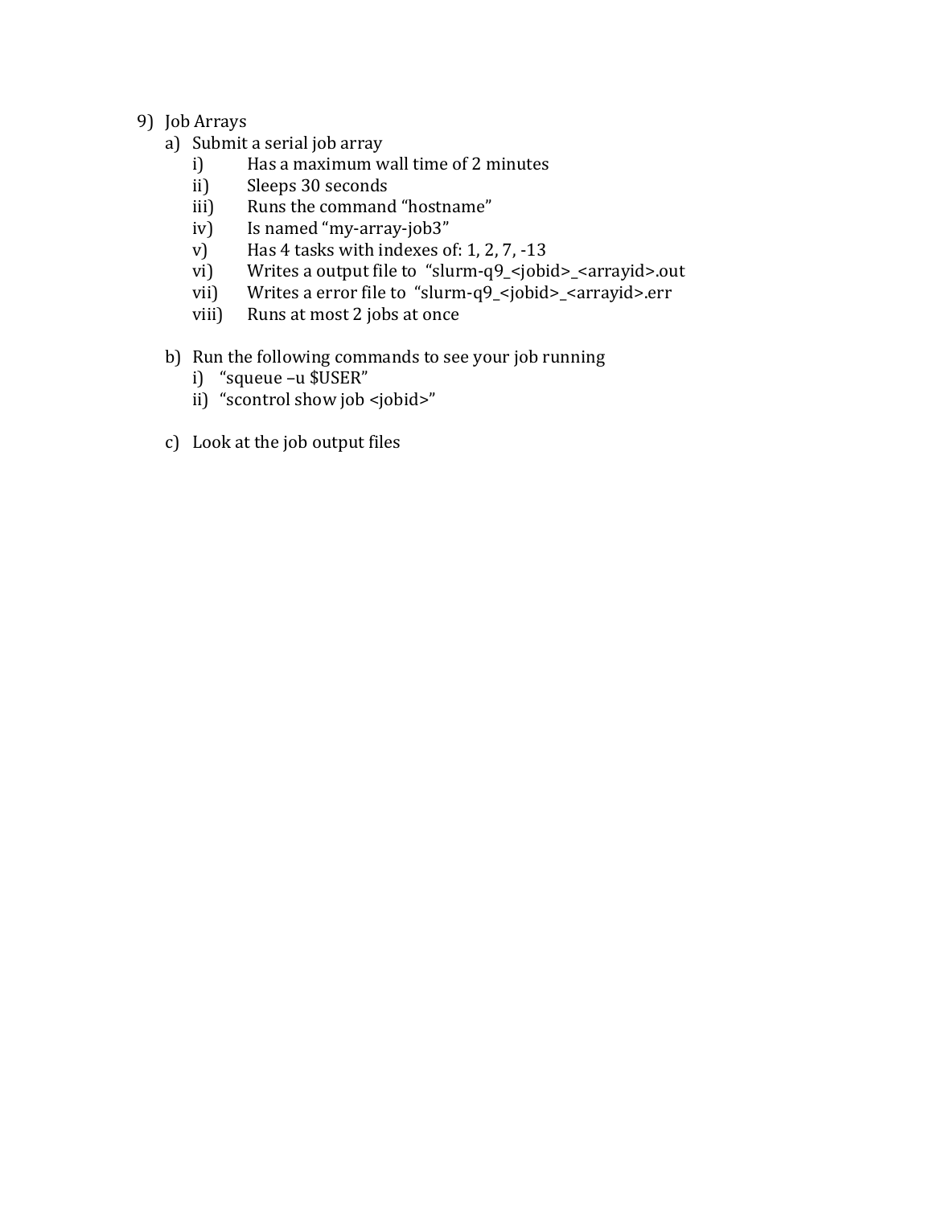9) Job Arrays
   a) Submit a serial job array
      i) Has a maximum wall time of 2 minutes
      ii) Sleeps 30 seconds
      iii) Runs the command “hostname”
      iv) Is named “my-array-job3”
      v) Has 4 tasks with indexes of: 1, 2, 7, -13
      vi) Writes a output file to “slurm-q9_<jobid>_<arrayid>.out
      vii) Writes a error file to “slurm-q9_<jobid>_<arrayid>.err
      viii) Runs at most 2 jobs at once

   b) Run the following commands to see your job running
      i) “squeue –u $USER”
      ii) “scontrol show job <jobid>”

   c) Look at the job output files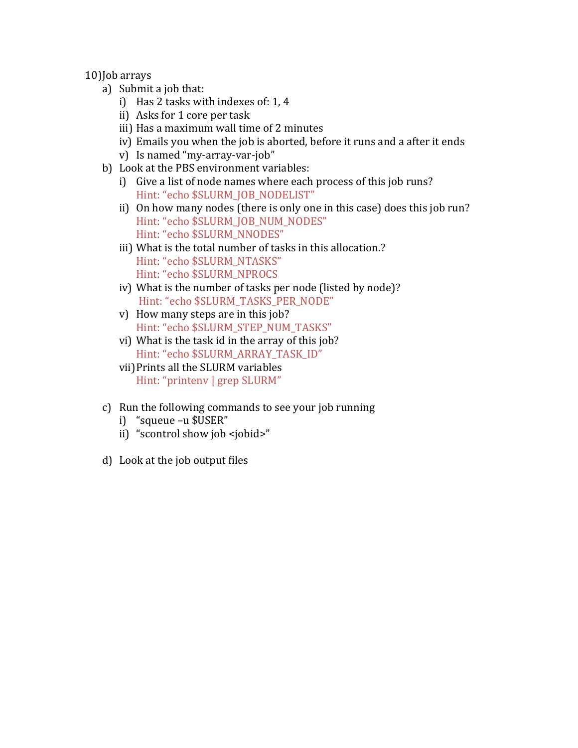10) Job arrays

a) Submit a job that:
   i) Has 2 tasks with indexes of: 1, 4
   ii) Asks for 1 core per task
   iii) Has a maximum wall time of 2 minutes
   iv) Emails you when the job is aborted, before it runs and a after it ends
   v) Is named "my-array-var-job"

b) Look at the PBS environment variables:
   i) Give a list of node names where each process of this job runs?
      Hint: "echo $SLURM_JOB_NODELIST"
   ii) On how many nodes (there is only one in this case) does this job run?
      Hint: "echo $SLURM_JOB_NUM_NODES"
      Hint: "echo $SLURM_NNODES"
   iii) What is the total number of tasks in this allocation.?
      Hint: "echo $SLURM_NTASKS"
      Hint: "echo $SLURM_NPROCS
   iv) What is the number of tasks per node (listed by node)?
      Hint: "echo $SLURM_TASKS_PER_NODE"
   v) How many steps are in this job?
      Hint: "echo $SLURM_STEP_NUM_TASKS"
   vi) What is the task id in the array of this job?
      Hint: "echo $SLURM_ARRAY_TASK_ID"
   vii) Prints all the SLURM variables
      Hint: "printenv | grep SLURM"

c) Run the following commands to see your job running
   i) "squeue –u $USER"
   ii) "scontrol show job <jobid>"

d) Look at the job output files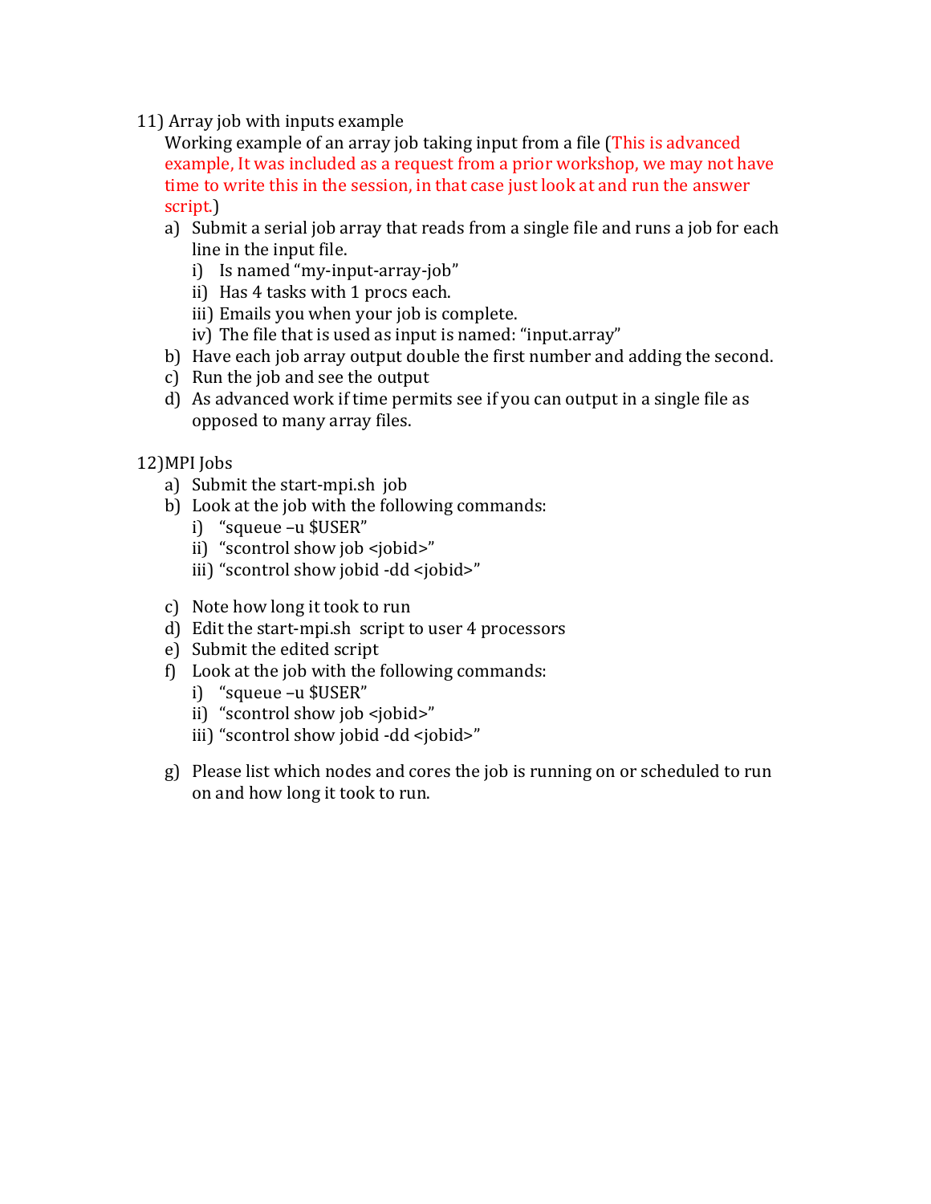11) Array job with inputs example

Working example of an array job taking input from a file (This is advanced example, It was included as a request from a prior workshop, we may not have time to write this in the session, in that case just look at and run the answer script.)

a) Submit a serial job array that reads from a single file and runs a job for each line in the input file.
   i) Is named "my-input-array-job"
   ii) Has 4 tasks with 1 procs each.
   iii) Emails you when your job is complete.
   iv) The file that is used as input is named: "input.array"
b) Have each job array output double the first number and adding the second.
c) Run the job and see the output
d) As advanced work if time permits see if you can output in a single file as opposed to many array files.

12) MPI Jobs

a) Submit the start-mpi.sh job
b) Look at the job with the following commands:
   i) "squeue –u $USER"
   ii) "scontrol show job <jobid>"
   iii) "scontrol show jobid -dd <jobid>"
c) Note how long it took to run
d) Edit the start-mpi.sh script to user 4 processors
e) Submit the edited script
f) Look at the job with the following commands:
   i) "squeue –u $USER"
   ii) "scontrol show job <jobid>"
   iii) "scontrol show jobid -dd <jobid>"
g) Please list which nodes and cores the job is running on or scheduled to run on and how long it took to run.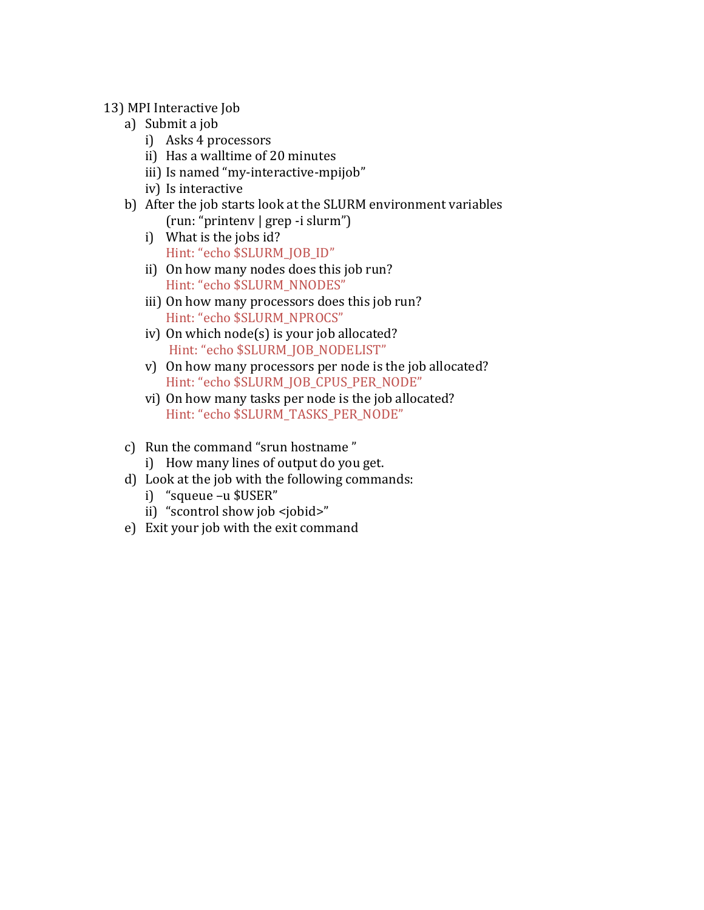13) MPI Interactive Job

   a) Submit a job
      i) Asks 4 processors
      ii) Has a walltime of 20 minutes
      iii) Is named “my-interactive-mpijob”
      iv) Is interactive
   b) After the job starts look at the SLURM environment variables (run: “printenv | grep -i slurm”)
      i) What is the jobs id?
         Hint: “echo $SLURM_JOB_ID”
      ii) On how many nodes does this job run?
         Hint: “echo $SLURM_NNODES”
      iii) On how many processors does this job run?
         Hint: “echo $SLURM_NPROCS”
      iv) On which node(s) is your job allocated?
         Hint: “echo $SLURM_JOB_NODELIST”
      v) On how many processors per node is the job allocated?
         Hint: “echo $SLURM_JOB_CPUS_PER_NODE”
      vi) On how many tasks per node is the job allocated?
         Hint: “echo $SLURM_TASKS_PER_NODE”
   c) Run the command “srun hostname ”
      i) How many lines of output do you get.
   d) Look at the job with the following commands:
      i) “squeue –u $USER”
      ii) “scontrol show job <jobid>”
   e) Exit your job with the exit command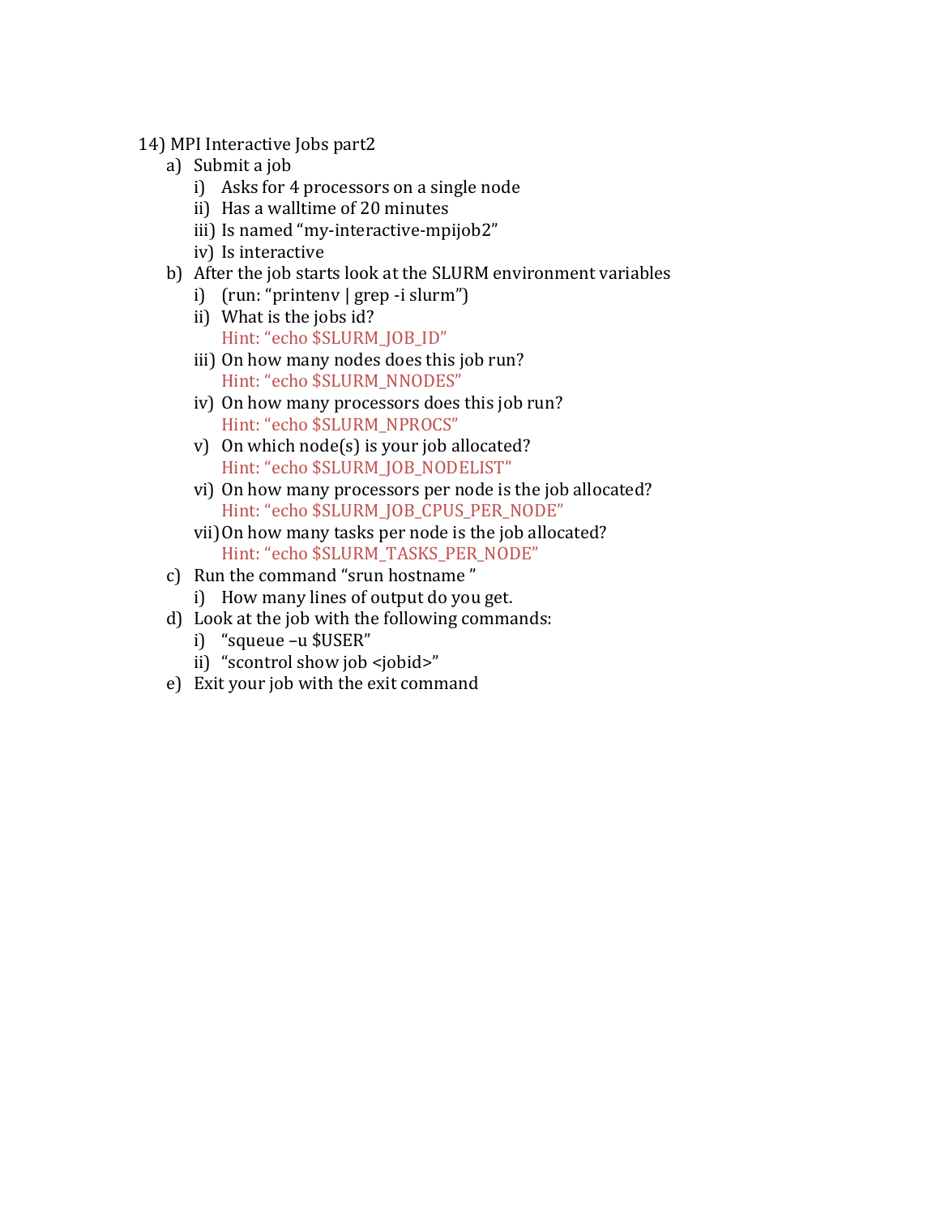14) MPI Interactive Jobs part2

a) Submit a job
   i) Asks for 4 processors on a single node
   ii) Has a walltime of 20 minutes
   iii) Is named "my-interactive-mpijob2"
   iv) Is interactive

b) After the job starts look at the SLURM environment variables
   i) (run: "printenv | grep -i slurm")
   ii) What is the jobs id?
      Hint: "echo $SLURM_JOB_ID"
   iii) On how many nodes does this job run?
      Hint: "echo $SLURM_NNODES"
   iv) On how many processors does this job run?
      Hint: "echo $SLURM_NPROCS"
   v) On which node(s) is your job allocated?
      Hint: "echo $SLURM_JOB_NODELIST"
   vi) On how many processors per node is the job allocated?
      Hint: "echo $SLURM_JOB_CPUS_PER_NODE"
   vii) On how many tasks per node is the job allocated?
      Hint: "echo $SLURM_TASKS_PER_NODE"

c) Run the command "srun hostname "
   i) How many lines of output do you get.

d) Look at the job with the following commands:
   i) "squeue –u $USER"
   ii) "scontrol show job <jobid>"

e) Exit your job with the exit command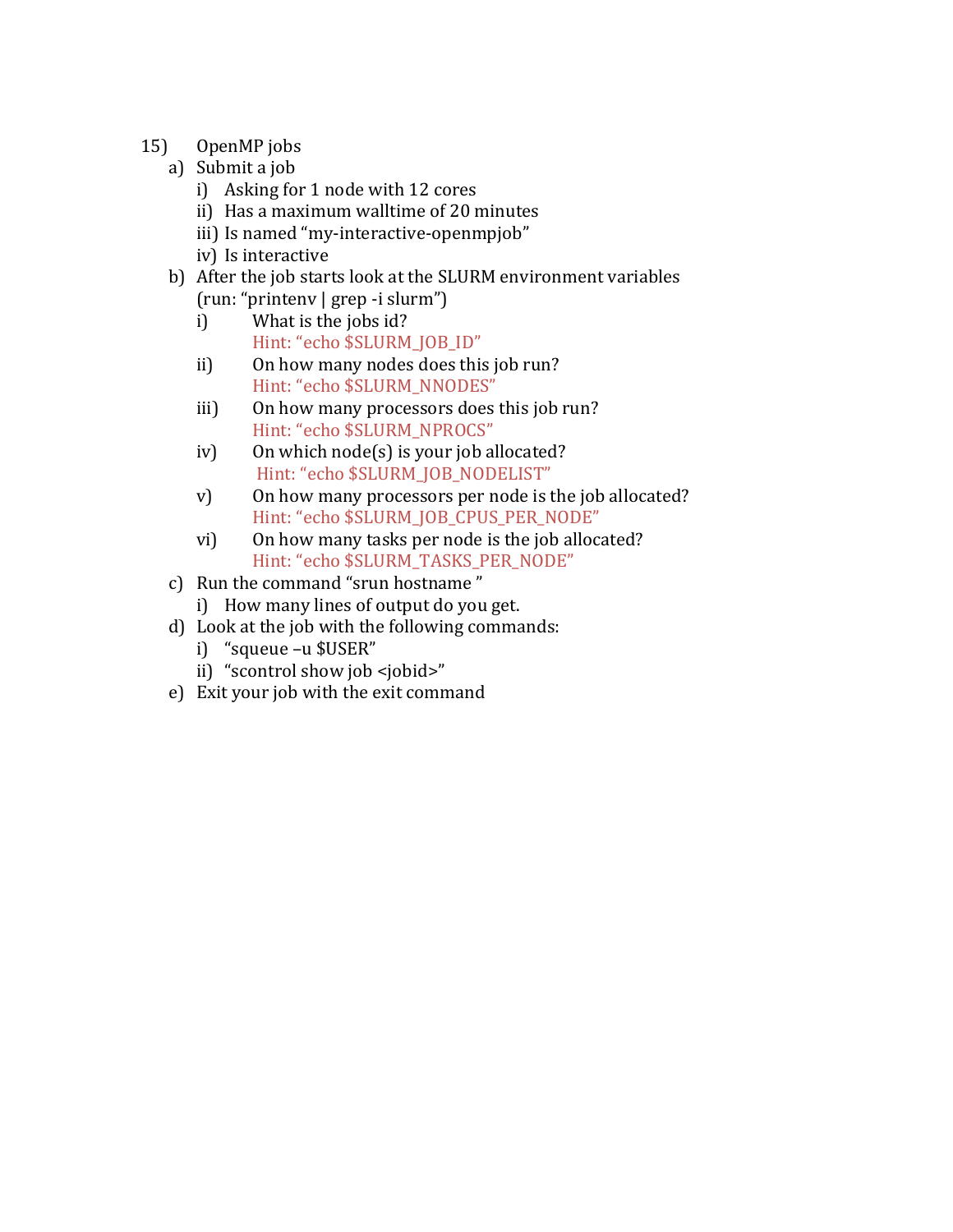15) OpenMP jobs

a) Submit a job
   i) Asking for 1 node with 12 cores
   ii) Has a maximum walltime of 20 minutes
   iii) Is named “my-interactive-openmpjob”
   iv) Is interactive

b) After the job starts look at the SLURM environment variables (run: “printenv | grep -i slurm”)
   i) What is the jobs id?
      Hint: “echo $SLURM_JOB_ID”
   ii) On how many nodes does this job run?
      Hint: “echo $SLURM_NNODES”
   iii) On how many processors does this job run?
      Hint: “echo $SLURM_NPROCS”
   iv) On which node(s) is your job allocated?
      Hint: “echo $SLURM_JOB_NODELIST”
   v) On how many processors per node is the job allocated?
      Hint: “echo $SLURM_JOB_CPUS_PER_NODE”
   vi) On how many tasks per node is the job allocated?
      Hint: “echo $SLURM_TASKS_PER_NODE”

c) Run the command “srun hostname ”
   i) How many lines of output do you get.

d) Look at the job with the following commands:
   i) “squeue –u $USER”
   ii) “scontrol show job <jobid>”

e) Exit your job with the exit command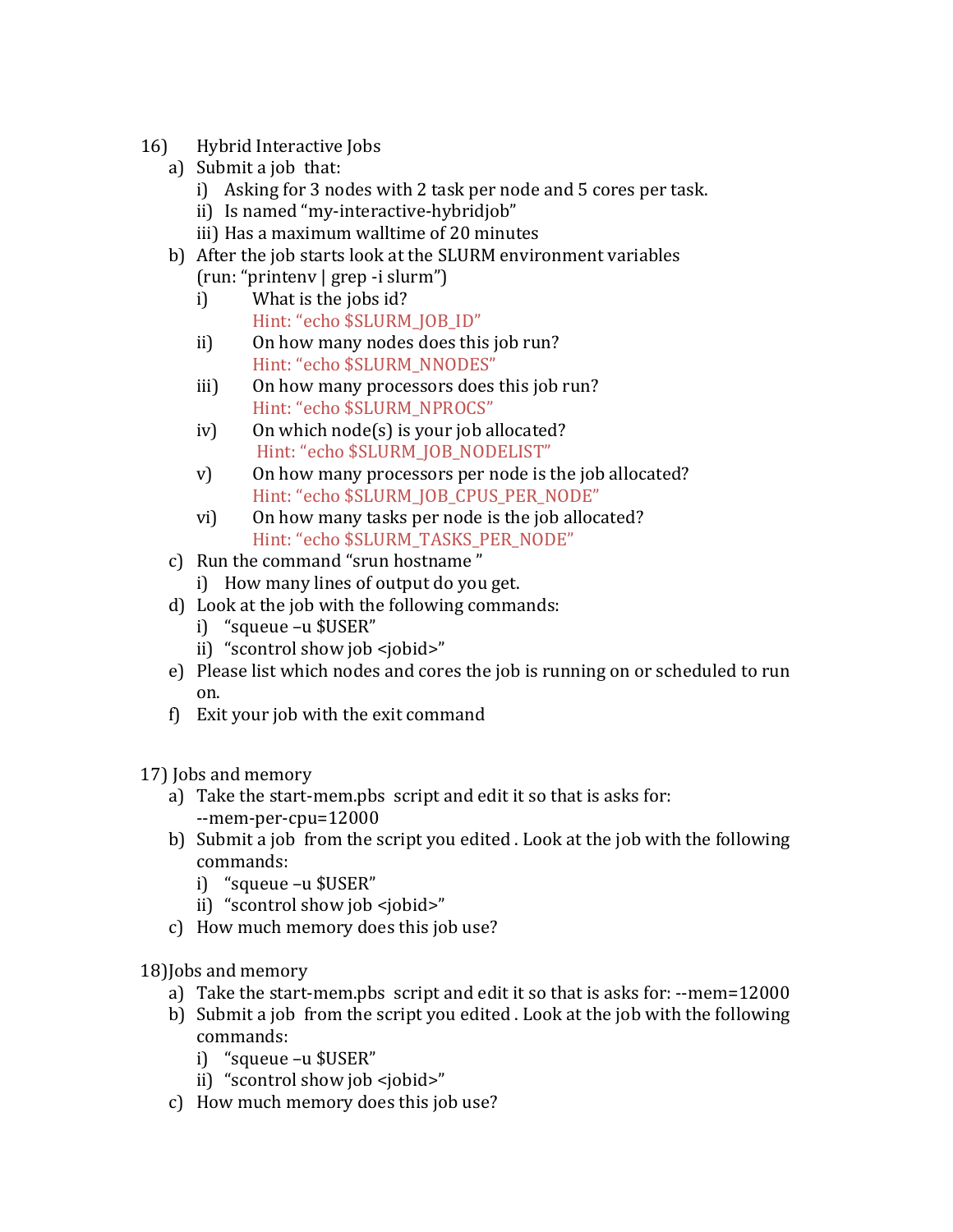16) Hybrid Interactive Jobs

a) Submit a job that:
   i) Asking for 3 nodes with 2 task per node and 5 cores per task.
   ii) Is named “my-interactive-hybridjob”
   iii) Has a maximum walltime of 20 minutes

b) After the job starts look at the SLURM environment variables (run: “printenv | grep -i slurm”)
   i) What is the jobs id?
      Hint: “echo $SLURM_JOB_ID”
   ii) On how many nodes does this job run?
      Hint: “echo $SLURM_NNODES”
   iii) On how many processors does this job run?
      Hint: “echo $SLURM_NPROCS”
   iv) On which node(s) is your job allocated?
      Hint: “echo $SLURM_JOB_NODELIST”
   v) On how many processors per node is the job allocated?
      Hint: “echo $SLURM_JOB_CPUS_PER_NODE”
   vi) On how many tasks per node is the job allocated?
      Hint: “echo $SLURM_TASKS_PER_NODE”

c) Run the command “srun hostname ”
   i) How many lines of output do you get.

d) Look at the job with the following commands:
   i) “squeue –u $USER”
   ii) “scontrol show job <jobid>”

e) Please list which nodes and cores the job is running on or scheduled to run on.

f) Exit your job with the exit command

17) Jobs and memory

a) Take the start-mem.pbs script and edit it so that is asks for: --mem-per-cpu=12000

b) Submit a job from the script you edited . Look at the job with the following commands:
   i) “squeue –u $USER”
   ii) “scontrol show job <jobid>”

c) How much memory does this job use?

18)Jobs and memory

a) Take the start-mem.pbs script and edit it so that is asks for: --mem=12000

b) Submit a job from the script you edited . Look at the job with the following commands:
   i) “squeue –u $USER”
   ii) “scontrol show job <jobid>”

c) How much memory does this job use?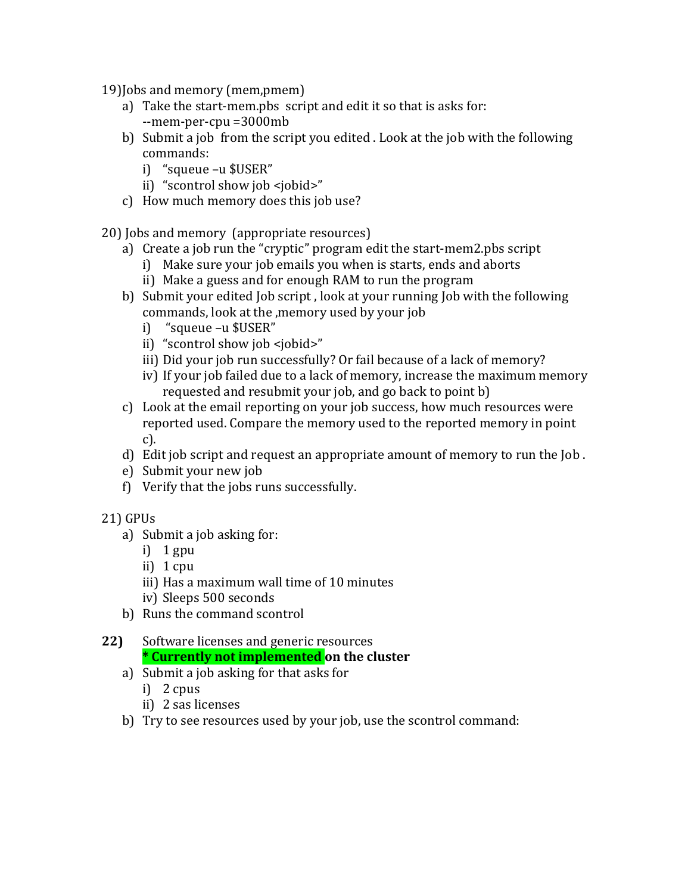19) Jobs and memory (mem,pmem)

a) Take the start-mem.pbs script and edit it so that is asks for:
   --mem-per-cpu =3000mb
b) Submit a job from the script you edited . Look at the job with the following commands:
   i) "squeue –u $USER"
   ii) "scontrol show job <jobid>"
c) How much memory does this job use?

20) Jobs and memory (appropriate resources)

a) Create a job run the "cryptic" program edit the start-mem2.pbs script
   i) Make sure your job emails you when is starts, ends and aborts
   ii) Make a guess and for enough RAM to run the program
b) Submit your edited Job script , look at your running Job with the following commands, look at the ,memory used by your job
   i) "squeue –u $USER"
   ii) "scontrol show job <jobid>"
   iii) Did your job run successfully? Or fail because of a lack of memory?
   iv) If your job failed due to a lack of memory, increase the maximum memory requested and resubmit your job, and go back to point b)
c) Look at the email reporting on your job success, how much resources were reported used. Compare the memory used to the reported memory in point c).
d) Edit job script and request an appropriate amount of memory to run the Job .
e) Submit your new job
f) Verify that the jobs runs successfully.

21) GPUs

a) Submit a job asking for:
   i) 1 gpu
   ii) 1 cpu
   iii) Has a maximum wall time of 10 minutes
   iv) Sleeps 500 seconds
b) Runs the command scontrol

**22)** Software licenses and generic resources
**\* Currently not implemented on the cluster**

a) Submit a job asking for that asks for
   i) 2 cpus
   ii) 2 sas licenses
b) Try to see resources used by your job, use the scontrol command: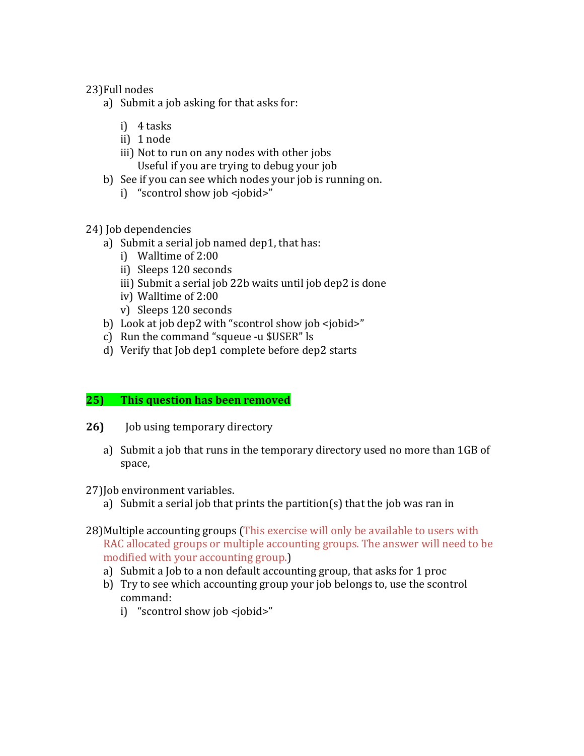23) Full nodes

a) Submit a job asking for that asks for:

   i) 4 tasks
   ii) 1 node
   iii) Not to run on any nodes with other jobs
   Useful if you are trying to debug your job

b) See if you can see which nodes your job is running on.

   i) "scontrol show job <jobid>"

24) Job dependencies

a) Submit a serial job named dep1, that has:

   i) Walltime of 2:00
   ii) Sleeps 120 seconds
   iii) Submit a serial job 22b waits until job dep2 is done
   iv) Walltime of 2:00
   v) Sleeps 120 seconds

b) Look at job dep2 with "scontrol show job <jobid>"

c) Run the command "squeue -u $USER" ls

d) Verify that Job dep1 complete before dep2 starts

**25) This question has been removed**

**26)** Job using temporary directory

a) Submit a job that runs in the temporary directory used no more than 1GB of space,

27) Job environment variables.

a) Submit a serial job that prints the partition(s) that the job was ran in

28) Multiple accounting groups (This exercise will only be available to users with RAC allocated groups or multiple accounting groups. The answer will need to be modified with your accounting group.)

a) Submit a Job to a non default accounting group, that asks for 1 proc

b) Try to see which accounting group your job belongs to, use the scontrol command:

   i) "scontrol show job <jobid>"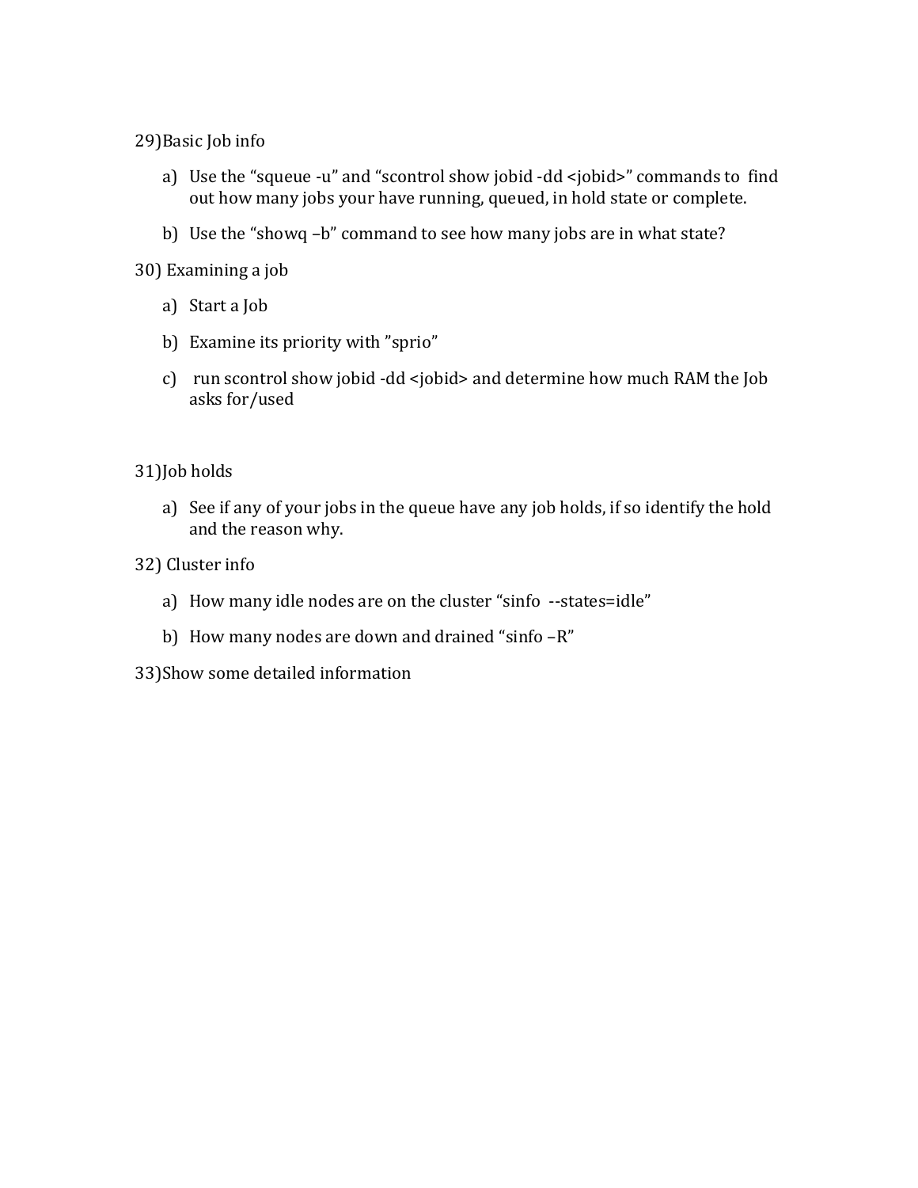29)Basic Job info

a) Use the “squeue -u” and “scontrol show jobid -dd <jobid>” commands to find out how many jobs your have running, queued, in hold state or complete.

b) Use the “showq –b” command to see how many jobs are in what state?

30) Examining a job

a) Start a Job

b) Examine its priority with ”sprio”

c) run scontrol show jobid -dd <jobid> and determine how much RAM the Job asks for/used

31)Job holds

a) See if any of your jobs in the queue have any job holds, if so identify the hold and the reason why.

32) Cluster info

a) How many idle nodes are on the cluster “sinfo --states=idle”

b) How many nodes are down and drained “sinfo –R”

33)Show some detailed information